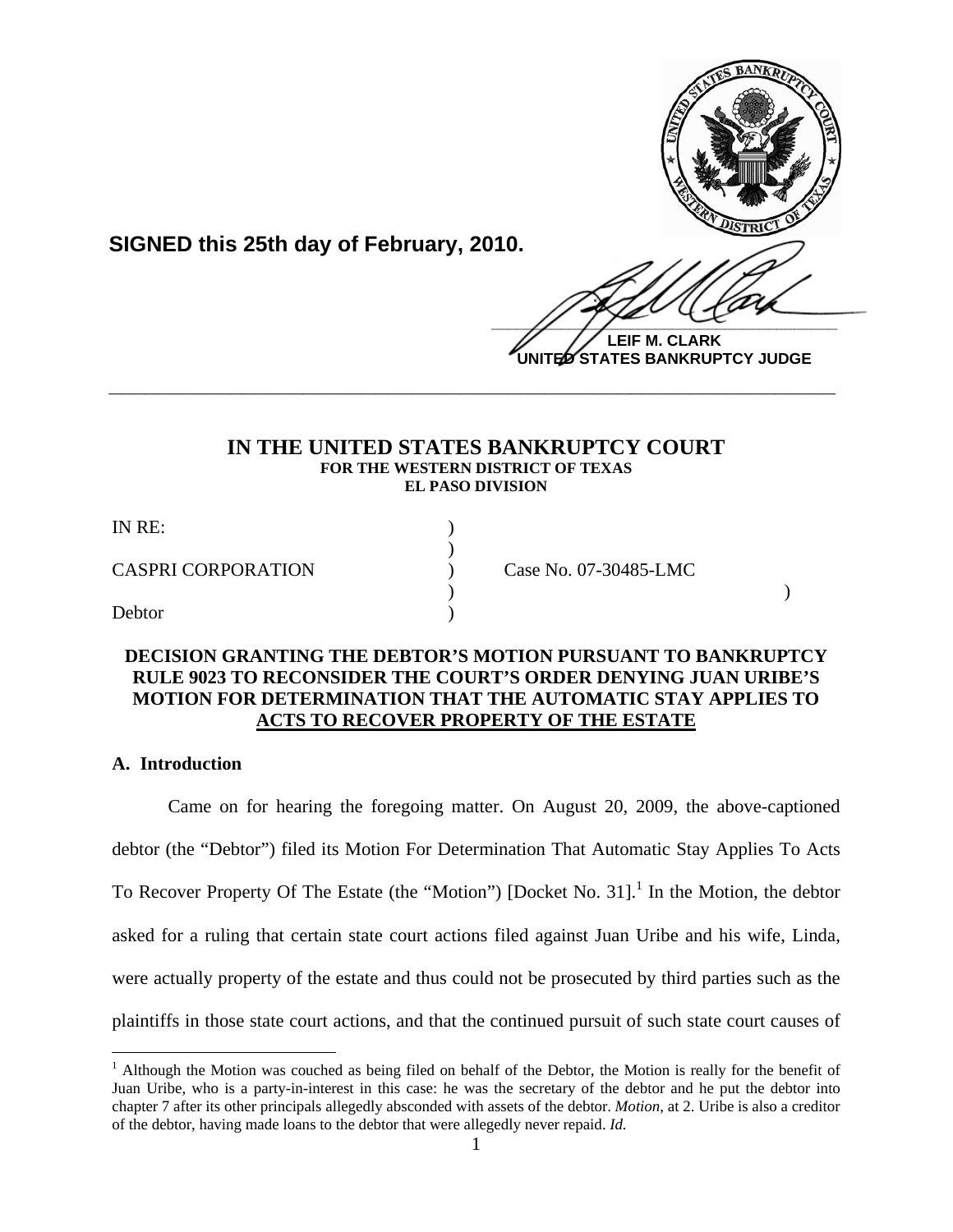**SIGNED this 25th day of February, 2010.**

**LEIF M. CLARK**
**UNITED STATES BANKRUPTCY JUDGE**

---

# IN THE UNITED STATES BANKRUPTCY COURT
**FOR THE WESTERN DISTRICT OF TEXAS**
**EL PASO DIVISION**

IN RE: )
)
CASPRI CORPORATION ) Case No. 07-30485-LMC
) )
Debtor )

**DECISION GRANTING THE DEBTOR'S MOTION PURSUANT TO BANKRUPTCY RULE 9023 TO RECONSIDER THE COURT'S ORDER DENYING JUAN URIBE'S MOTION FOR DETERMINATION THAT THE AUTOMATIC STAY APPLIES TO ACTS TO RECOVER PROPERTY OF THE ESTATE**

## A. Introduction

Came on for hearing the foregoing matter. On August 20, 2009, the above-captioned debtor (the "Debtor") filed its Motion For Determination That Automatic Stay Applies To Acts To Recover Property Of The Estate (the "Motion") [Docket No. 31].[1] In the Motion, the debtor asked for a ruling that certain state court actions filed against Juan Uribe and his wife, Linda, were actually property of the estate and thus could not be prosecuted by third parties such as the plaintiffs in those state court actions, and that the continued pursuit of such state court causes of

---

[1] Although the Motion was couched as being filed on behalf of the Debtor, the Motion is really for the benefit of Juan Uribe, who is a party-in-interest in this case: he was the secretary of the debtor and he put the debtor into chapter 7 after its other principals allegedly absconded with assets of the debtor. *Motion*, at 2. Uribe is also a creditor of the debtor, having made loans to the debtor that were allegedly never repaid. *Id.*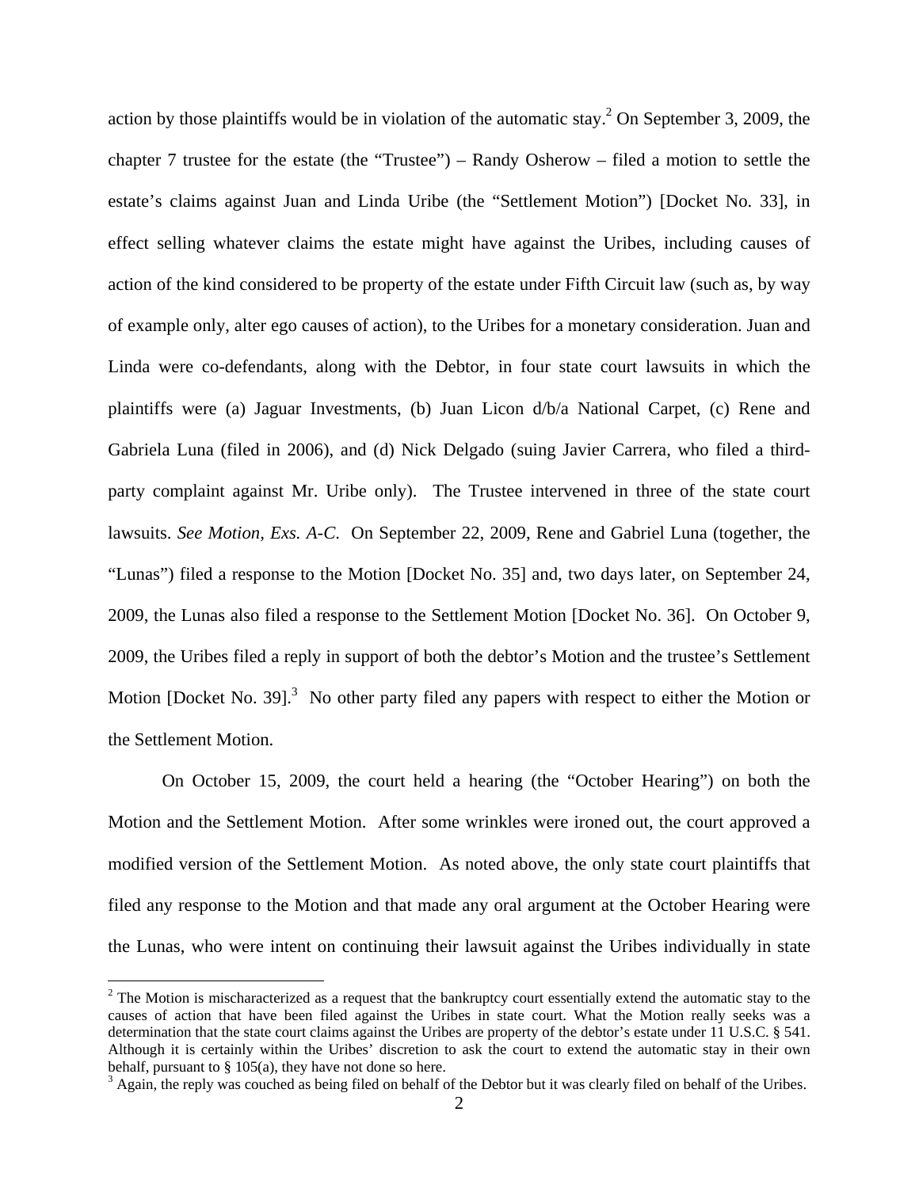action by those plaintiffs would be in violation of the automatic stay.[2] On September 3, 2009, the chapter 7 trustee for the estate (the "Trustee") – Randy Osherow – filed a motion to settle the estate's claims against Juan and Linda Uribe (the "Settlement Motion") [Docket No. 33], in effect selling whatever claims the estate might have against the Uribes, including causes of action of the kind considered to be property of the estate under Fifth Circuit law (such as, by way of example only, alter ego causes of action), to the Uribes for a monetary consideration. Juan and Linda were co-defendants, along with the Debtor, in four state court lawsuits in which the plaintiffs were (a) Jaguar Investments, (b) Juan Licon d/b/a National Carpet, (c) Rene and Gabriela Luna (filed in 2006), and (d) Nick Delgado (suing Javier Carrera, who filed a third-party complaint against Mr. Uribe only). The Trustee intervened in three of the state court lawsuits. *See Motion, Exs. A-C.* On September 22, 2009, Rene and Gabriel Luna (together, the "Lunas") filed a response to the Motion [Docket No. 35] and, two days later, on September 24, 2009, the Lunas also filed a response to the Settlement Motion [Docket No. 36]. On October 9, 2009, the Uribes filed a reply in support of both the debtor's Motion and the trustee's Settlement Motion [Docket No. 39].[3] No other party filed any papers with respect to either the Motion or the Settlement Motion.

On October 15, 2009, the court held a hearing (the "October Hearing") on both the Motion and the Settlement Motion. After some wrinkles were ironed out, the court approved a modified version of the Settlement Motion. As noted above, the only state court plaintiffs that filed any response to the Motion and that made any oral argument at the October Hearing were the Lunas, who were intent on continuing their lawsuit against the Uribes individually in state

[2] The Motion is mischaracterized as a request that the bankruptcy court essentially extend the automatic stay to the causes of action that have been filed against the Uribes in state court. What the Motion really seeks was a determination that the state court claims against the Uribes are property of the debtor's estate under 11 U.S.C. § 541. Although it is certainly within the Uribes' discretion to ask the court to extend the automatic stay in their own behalf, pursuant to § 105(a), they have not done so here.

[3] Again, the reply was couched as being filed on behalf of the Debtor but it was clearly filed on behalf of the Uribes.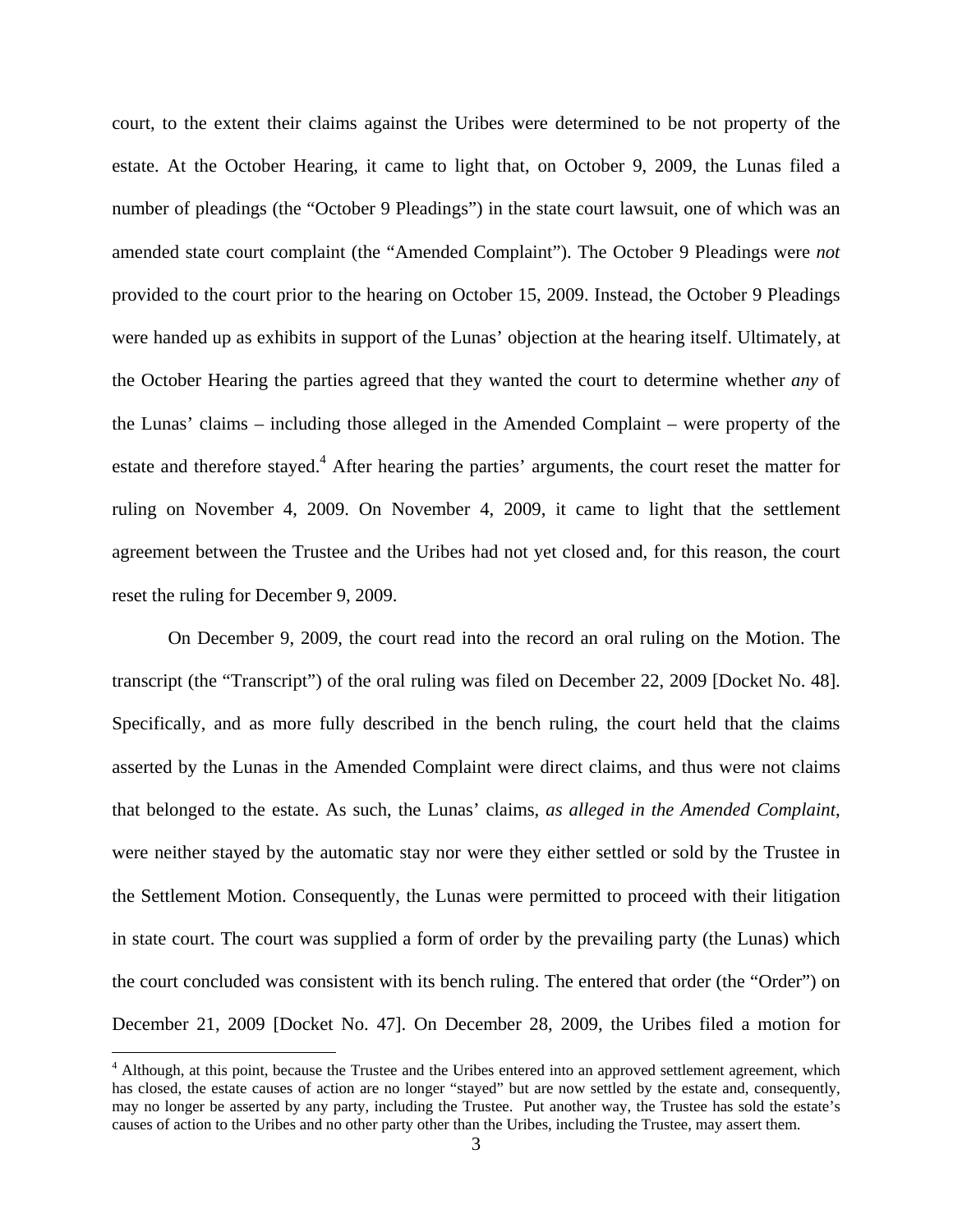court, to the extent their claims against the Uribes were determined to be not property of the estate. At the October Hearing, it came to light that, on October 9, 2009, the Lunas filed a number of pleadings (the "October 9 Pleadings") in the state court lawsuit, one of which was an amended state court complaint (the "Amended Complaint"). The October 9 Pleadings were *not* provided to the court prior to the hearing on October 15, 2009. Instead, the October 9 Pleadings were handed up as exhibits in support of the Lunas' objection at the hearing itself. Ultimately, at the October Hearing the parties agreed that they wanted the court to determine whether *any* of the Lunas' claims – including those alleged in the Amended Complaint – were property of the estate and therefore stayed.[4] After hearing the parties' arguments, the court reset the matter for ruling on November 4, 2009. On November 4, 2009, it came to light that the settlement agreement between the Trustee and the Uribes had not yet closed and, for this reason, the court reset the ruling for December 9, 2009.

On December 9, 2009, the court read into the record an oral ruling on the Motion. The transcript (the "Transcript") of the oral ruling was filed on December 22, 2009 [Docket No. 48]. Specifically, and as more fully described in the bench ruling, the court held that the claims asserted by the Lunas in the Amended Complaint were direct claims, and thus were not claims that belonged to the estate. As such, the Lunas' claims, *as alleged in the Amended Complaint*, were neither stayed by the automatic stay nor were they either settled or sold by the Trustee in the Settlement Motion. Consequently, the Lunas were permitted to proceed with their litigation in state court. The court was supplied a form of order by the prevailing party (the Lunas) which the court concluded was consistent with its bench ruling. The entered that order (the "Order") on December 21, 2009 [Docket No. 47]. On December 28, 2009, the Uribes filed a motion for

[4] Although, at this point, because the Trustee and the Uribes entered into an approved settlement agreement, which has closed, the estate causes of action are no longer "stayed" but are now settled by the estate and, consequently, may no longer be asserted by any party, including the Trustee. Put another way, the Trustee has sold the estate's causes of action to the Uribes and no other party other than the Uribes, including the Trustee, may assert them.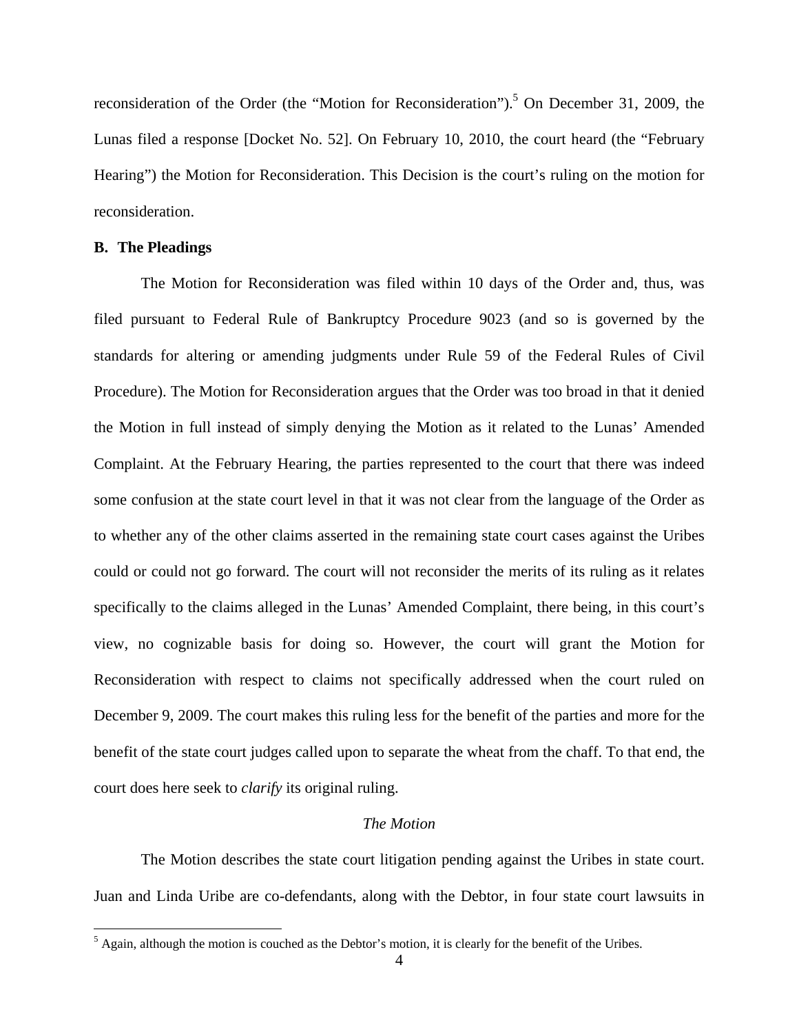reconsideration of the Order (the "Motion for Reconsideration").[5] On December 31, 2009, the Lunas filed a response [Docket No. 52]. On February 10, 2010, the court heard (the "February Hearing") the Motion for Reconsideration. This Decision is the court's ruling on the motion for reconsideration.

**B. The Pleadings**

The Motion for Reconsideration was filed within 10 days of the Order and, thus, was filed pursuant to Federal Rule of Bankruptcy Procedure 9023 (and so is governed by the standards for altering or amending judgments under Rule 59 of the Federal Rules of Civil Procedure). The Motion for Reconsideration argues that the Order was too broad in that it denied the Motion in full instead of simply denying the Motion as it related to the Lunas' Amended Complaint. At the February Hearing, the parties represented to the court that there was indeed some confusion at the state court level in that it was not clear from the language of the Order as to whether any of the other claims asserted in the remaining state court cases against the Uribes could or could not go forward. The court will not reconsider the merits of its ruling as it relates specifically to the claims alleged in the Lunas' Amended Complaint, there being, in this court's view, no cognizable basis for doing so. However, the court will grant the Motion for Reconsideration with respect to claims not specifically addressed when the court ruled on December 9, 2009. The court makes this ruling less for the benefit of the parties and more for the benefit of the state court judges called upon to separate the wheat from the chaff. To that end, the court does here seek to *clarify* its original ruling.

*The Motion*

The Motion describes the state court litigation pending against the Uribes in state court. Juan and Linda Uribe are co-defendants, along with the Debtor, in four state court lawsuits in

[5] Again, although the motion is couched as the Debtor's motion, it is clearly for the benefit of the Uribes.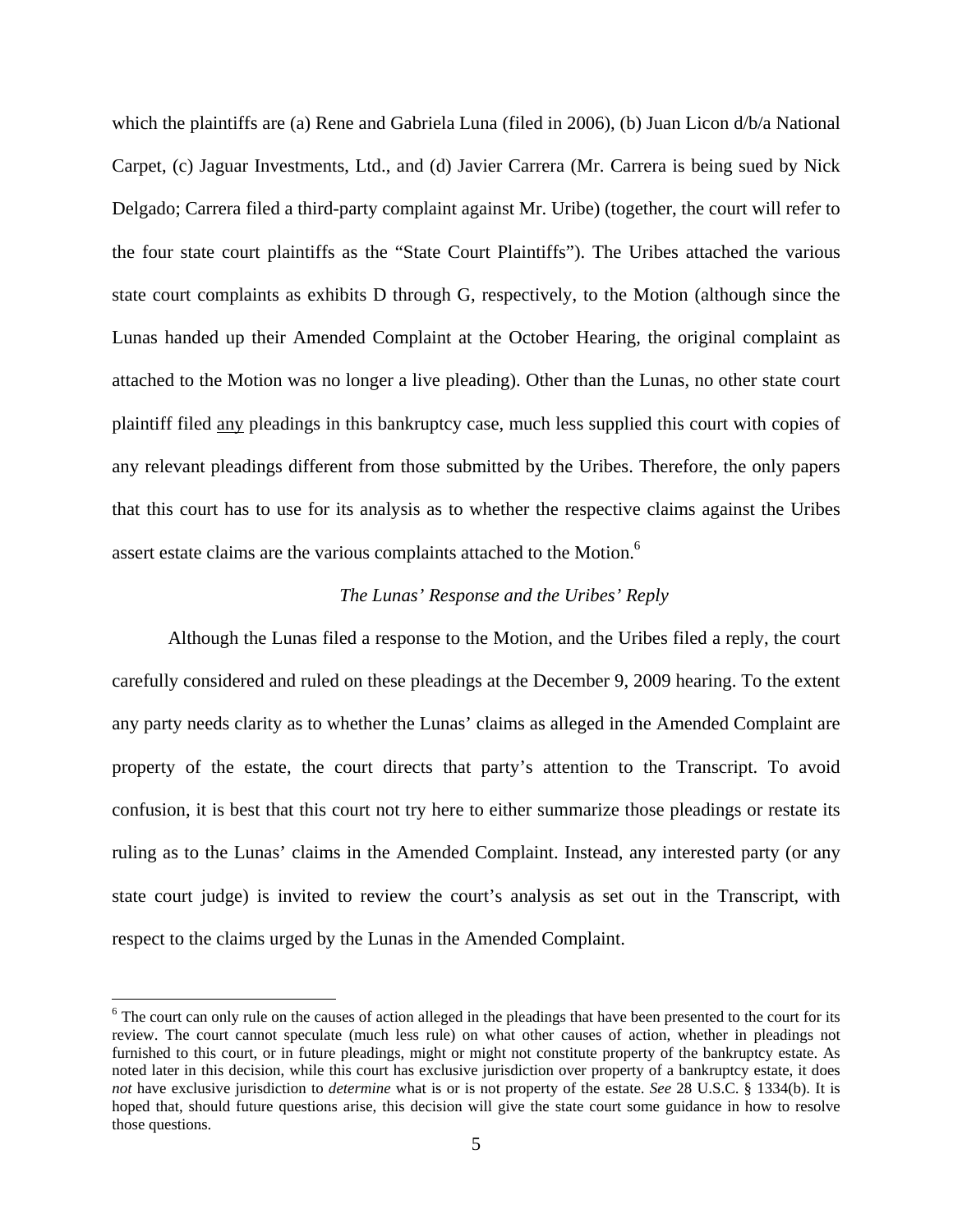which the plaintiffs are (a) Rene and Gabriela Luna (filed in 2006), (b) Juan Licon d/b/a National Carpet, (c) Jaguar Investments, Ltd., and (d) Javier Carrera (Mr. Carrera is being sued by Nick Delgado; Carrera filed a third-party complaint against Mr. Uribe) (together, the court will refer to the four state court plaintiffs as the "State Court Plaintiffs"). The Uribes attached the various state court complaints as exhibits D through G, respectively, to the Motion (although since the Lunas handed up their Amended Complaint at the October Hearing, the original complaint as attached to the Motion was no longer a live pleading). Other than the Lunas, no other state court plaintiff filed <u>any</u> pleadings in this bankruptcy case, much less supplied this court with copies of any relevant pleadings different from those submitted by the Uribes. Therefore, the only papers that this court has to use for its analysis as to whether the respective claims against the Uribes assert estate claims are the various complaints attached to the Motion.[6]

*The Lunas' Response and the Uribes' Reply*

Although the Lunas filed a response to the Motion, and the Uribes filed a reply, the court carefully considered and ruled on these pleadings at the December 9, 2009 hearing. To the extent any party needs clarity as to whether the Lunas' claims as alleged in the Amended Complaint are property of the estate, the court directs that party's attention to the Transcript. To avoid confusion, it is best that this court not try here to either summarize those pleadings or restate its ruling as to the Lunas' claims in the Amended Complaint. Instead, any interested party (or any state court judge) is invited to review the court's analysis as set out in the Transcript, with respect to the claims urged by the Lunas in the Amended Complaint.

[6] The court can only rule on the causes of action alleged in the pleadings that have been presented to the court for its review. The court cannot speculate (much less rule) on what other causes of action, whether in pleadings not furnished to this court, or in future pleadings, might or might not constitute property of the bankruptcy estate. As noted later in this decision, while this court has exclusive jurisdiction over property of a bankruptcy estate, it does *not* have exclusive jurisdiction to *determine* what is or is not property of the estate. *See* 28 U.S.C. § 1334(b). It is hoped that, should future questions arise, this decision will give the state court some guidance in how to resolve those questions.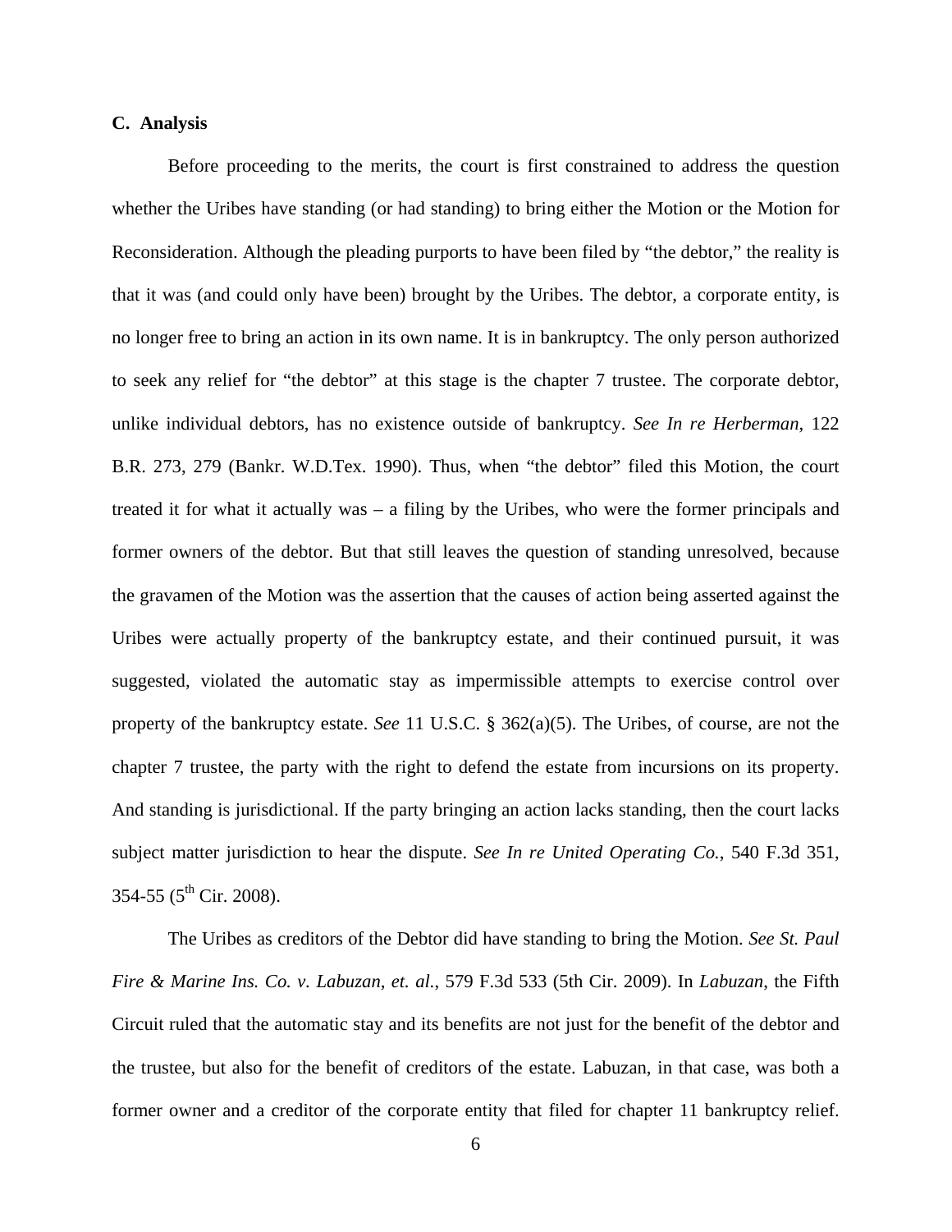### C. Analysis

Before proceeding to the merits, the court is first constrained to address the question whether the Uribes have standing (or had standing) to bring either the Motion or the Motion for Reconsideration. Although the pleading purports to have been filed by "the debtor," the reality is that it was (and could only have been) brought by the Uribes. The debtor, a corporate entity, is no longer free to bring an action in its own name. It is in bankruptcy. The only person authorized to seek any relief for "the debtor" at this stage is the chapter 7 trustee. The corporate debtor, unlike individual debtors, has no existence outside of bankruptcy. *See In re Herberman*, 122 B.R. 273, 279 (Bankr. W.D.Tex. 1990). Thus, when "the debtor" filed this Motion, the court treated it for what it actually was – a filing by the Uribes, who were the former principals and former owners of the debtor. But that still leaves the question of standing unresolved, because the gravamen of the Motion was the assertion that the causes of action being asserted against the Uribes were actually property of the bankruptcy estate, and their continued pursuit, it was suggested, violated the automatic stay as impermissible attempts to exercise control over property of the bankruptcy estate. *See* 11 U.S.C. § 362(a)(5). The Uribes, of course, are not the chapter 7 trustee, the party with the right to defend the estate from incursions on its property. And standing is jurisdictional. If the party bringing an action lacks standing, then the court lacks subject matter jurisdiction to hear the dispute. *See In re United Operating Co.*, 540 F.3d 351, 354-55 (5th Cir. 2008).

The Uribes as creditors of the Debtor did have standing to bring the Motion. *See St. Paul Fire & Marine Ins. Co. v. Labuzan, et. al.*, 579 F.3d 533 (5th Cir. 2009). In *Labuzan*, the Fifth Circuit ruled that the automatic stay and its benefits are not just for the benefit of the debtor and the trustee, but also for the benefit of creditors of the estate. Labuzan, in that case, was both a former owner and a creditor of the corporate entity that filed for chapter 11 bankruptcy relief.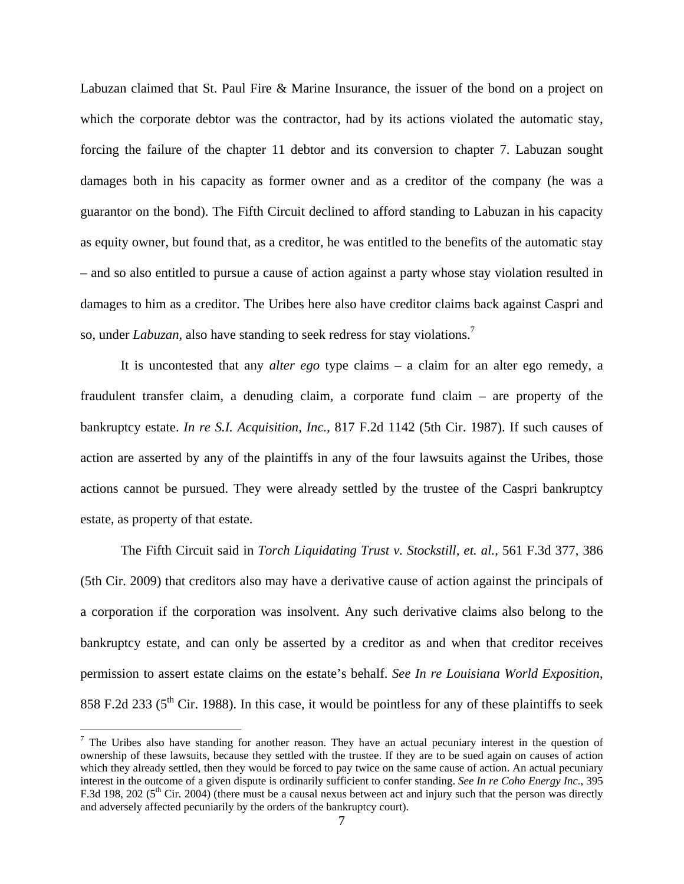Labuzan claimed that St. Paul Fire & Marine Insurance, the issuer of the bond on a project on which the corporate debtor was the contractor, had by its actions violated the automatic stay, forcing the failure of the chapter 11 debtor and its conversion to chapter 7. Labuzan sought damages both in his capacity as former owner and as a creditor of the company (he was a guarantor on the bond). The Fifth Circuit declined to afford standing to Labuzan in his capacity as equity owner, but found that, as a creditor, he was entitled to the benefits of the automatic stay – and so also entitled to pursue a cause of action against a party whose stay violation resulted in damages to him as a creditor. The Uribes here also have creditor claims back against Caspri and so, under *Labuzan*, also have standing to seek redress for stay violations.[7]

It is uncontested that any *alter ego* type claims – a claim for an alter ego remedy, a fraudulent transfer claim, a denuding claim, a corporate fund claim – are property of the bankruptcy estate. *In re S.I. Acquisition, Inc.*, 817 F.2d 1142 (5th Cir. 1987). If such causes of action are asserted by any of the plaintiffs in any of the four lawsuits against the Uribes, those actions cannot be pursued. They were already settled by the trustee of the Caspri bankruptcy estate, as property of that estate.

The Fifth Circuit said in *Torch Liquidating Trust v. Stockstill, et. al.*, 561 F.3d 377, 386 (5th Cir. 2009) that creditors also may have a derivative cause of action against the principals of a corporation if the corporation was insolvent. Any such derivative claims also belong to the bankruptcy estate, and can only be asserted by a creditor as and when that creditor receives permission to assert estate claims on the estate's behalf. *See In re Louisiana World Exposition*, 858 F.2d 233 (5th Cir. 1988). In this case, it would be pointless for any of these plaintiffs to seek

---

[7] The Uribes also have standing for another reason. They have an actual pecuniary interest in the question of ownership of these lawsuits, because they settled with the trustee. If they are to be sued again on causes of action which they already settled, then they would be forced to pay twice on the same cause of action. An actual pecuniary interest in the outcome of a given dispute is ordinarily sufficient to confer standing. *See In re Coho Energy Inc.*, 395 F.3d 198, 202 (5th Cir. 2004) (there must be a causal nexus between act and injury such that the person was directly and adversely affected pecuniarily by the orders of the bankruptcy court).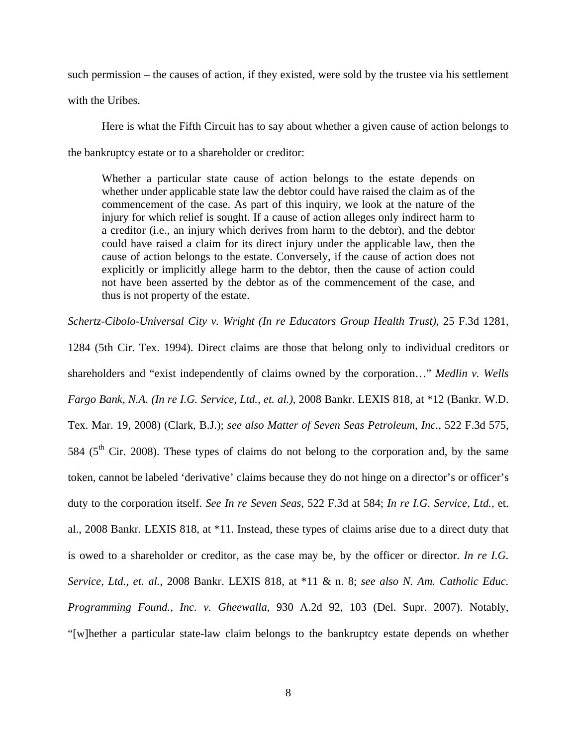such permission – the causes of action, if they existed, were sold by the trustee via his settlement with the Uribes.

Here is what the Fifth Circuit has to say about whether a given cause of action belongs to the bankruptcy estate or to a shareholder or creditor:

> Whether a particular state cause of action belongs to the estate depends on whether under applicable state law the debtor could have raised the claim as of the commencement of the case. As part of this inquiry, we look at the nature of the injury for which relief is sought. If a cause of action alleges only indirect harm to a creditor (i.e., an injury which derives from harm to the debtor), and the debtor could have raised a claim for its direct injury under the applicable law, then the cause of action belongs to the estate. Conversely, if the cause of action does not explicitly or implicitly allege harm to the debtor, then the cause of action could not have been asserted by the debtor as of the commencement of the case, and thus is not property of the estate.

*Schertz-Cibolo-Universal City v. Wright (In re Educators Group Health Trust)*, 25 F.3d 1281, 1284 (5th Cir. Tex. 1994). Direct claims are those that belong only to individual creditors or shareholders and "exist independently of claims owned by the corporation…" *Medlin v. Wells Fargo Bank, N.A. (In re I.G. Service, Ltd., et. al.)*, 2008 Bankr. LEXIS 818, at *12 (Bankr. W.D. Tex. Mar. 19, 2008) (Clark, B.J.); *see also Matter of Seven Seas Petroleum, Inc.*, 522 F.3d 575, 584 (5th Cir. 2008). These types of claims do not belong to the corporation and, by the same token, cannot be labeled 'derivative' claims because they do not hinge on a director's or officer's duty to the corporation itself. *See In re Seven Seas*, 522 F.3d at 584; *In re I.G. Service, Ltd.*, et. al., 2008 Bankr. LEXIS 818, at *11. Instead, these types of claims arise due to a direct duty that is owed to a shareholder or creditor, as the case may be, by the officer or director. *In re I.G. Service, Ltd., et. al.*, 2008 Bankr. LEXIS 818, at *11 & n. 8; *see also N. Am. Catholic Educ. Programming Found., Inc. v. Gheewalla*, 930 A.2d 92, 103 (Del. Supr. 2007). Notably, "[w]hether a particular state-law claim belongs to the bankruptcy estate depends on whether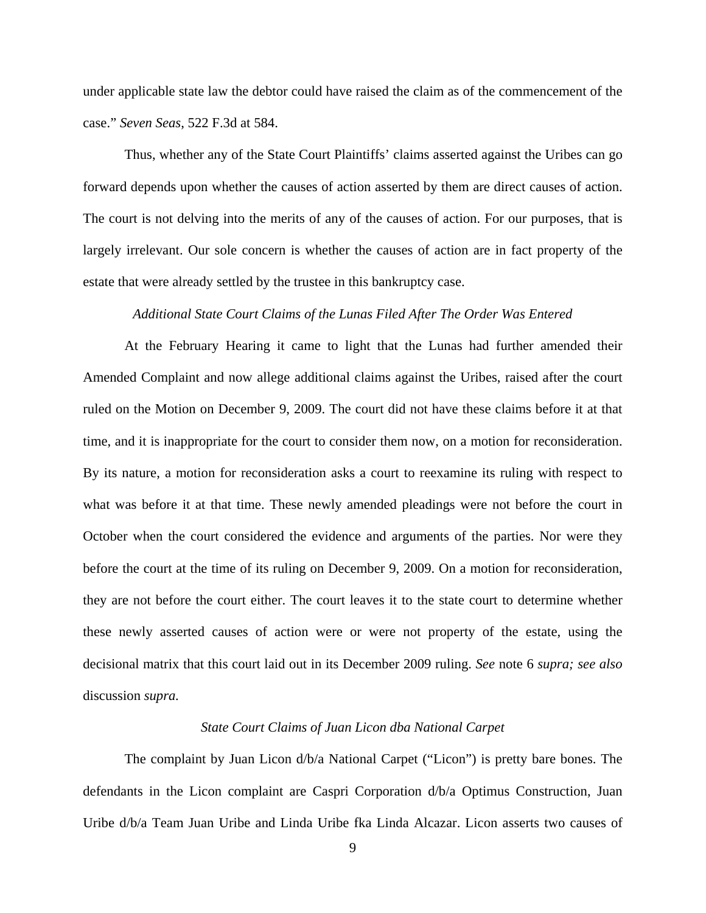under applicable state law the debtor could have raised the claim as of the commencement of the case." *Seven Seas*, 522 F.3d at 584.

Thus, whether any of the State Court Plaintiffs' claims asserted against the Uribes can go forward depends upon whether the causes of action asserted by them are direct causes of action. The court is not delving into the merits of any of the causes of action. For our purposes, that is largely irrelevant. Our sole concern is whether the causes of action are in fact property of the estate that were already settled by the trustee in this bankruptcy case.

*Additional State Court Claims of the Lunas Filed After The Order Was Entered*

At the February Hearing it came to light that the Lunas had further amended their Amended Complaint and now allege additional claims against the Uribes, raised after the court ruled on the Motion on December 9, 2009. The court did not have these claims before it at that time, and it is inappropriate for the court to consider them now, on a motion for reconsideration. By its nature, a motion for reconsideration asks a court to reexamine its ruling with respect to what was before it at that time. These newly amended pleadings were not before the court in October when the court considered the evidence and arguments of the parties. Nor were they before the court at the time of its ruling on December 9, 2009. On a motion for reconsideration, they are not before the court either. The court leaves it to the state court to determine whether these newly asserted causes of action were or were not property of the estate, using the decisional matrix that this court laid out in its December 2009 ruling. *See* note 6 *supra; see also* discussion *supra.*

*State Court Claims of Juan Licon dba National Carpet*

The complaint by Juan Licon d/b/a National Carpet ("Licon") is pretty bare bones. The defendants in the Licon complaint are Caspri Corporation d/b/a Optimus Construction, Juan Uribe d/b/a Team Juan Uribe and Linda Uribe fka Linda Alcazar. Licon asserts two causes of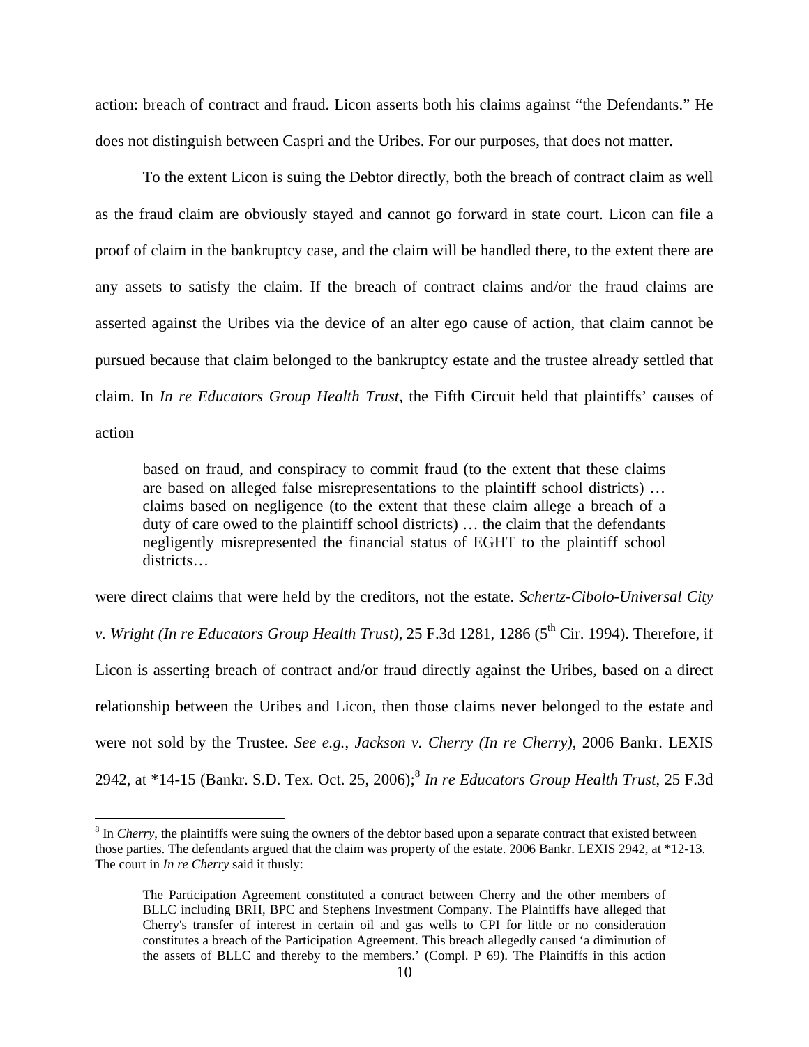action: breach of contract and fraud. Licon asserts both his claims against "the Defendants." He does not distinguish between Caspri and the Uribes. For our purposes, that does not matter.

To the extent Licon is suing the Debtor directly, both the breach of contract claim as well as the fraud claim are obviously stayed and cannot go forward in state court. Licon can file a proof of claim in the bankruptcy case, and the claim will be handled there, to the extent there are any assets to satisfy the claim. If the breach of contract claims and/or the fraud claims are asserted against the Uribes via the device of an alter ego cause of action, that claim cannot be pursued because that claim belonged to the bankruptcy estate and the trustee already settled that claim. In *In re Educators Group Health Trust*, the Fifth Circuit held that plaintiffs' causes of action

> based on fraud, and conspiracy to commit fraud (to the extent that these claims are based on alleged false misrepresentations to the plaintiff school districts) … claims based on negligence (to the extent that these claim allege a breach of a duty of care owed to the plaintiff school districts) … the claim that the defendants negligently misrepresented the financial status of EGHT to the plaintiff school districts…

were direct claims that were held by the creditors, not the estate. *Schertz-Cibolo-Universal City v. Wright (In re Educators Group Health Trust)*, 25 F.3d 1281, 1286 (5th Cir. 1994). Therefore, if Licon is asserting breach of contract and/or fraud directly against the Uribes, based on a direct relationship between the Uribes and Licon, then those claims never belonged to the estate and were not sold by the Trustee. *See e.g.*, *Jackson v. Cherry (In re Cherry)*, 2006 Bankr. LEXIS 2942, at *14-15 (Bankr. S.D. Tex. Oct. 25, 2006);[8] *In re Educators Group Health Trust*, 25 F.3d

[8] In *Cherry*, the plaintiffs were suing the owners of the debtor based upon a separate contract that existed between those parties. The defendants argued that the claim was property of the estate. 2006 Bankr. LEXIS 2942, at *12-13. The court in *In re Cherry* said it thusly:

> The Participation Agreement constituted a contract between Cherry and the other members of BLLC including BRH, BPC and Stephens Investment Company. The Plaintiffs have alleged that Cherry's transfer of interest in certain oil and gas wells to CPI for little or no consideration constitutes a breach of the Participation Agreement. This breach allegedly caused 'a diminution of the assets of BLLC and thereby to the members.' (Compl. P 69). The Plaintiffs in this action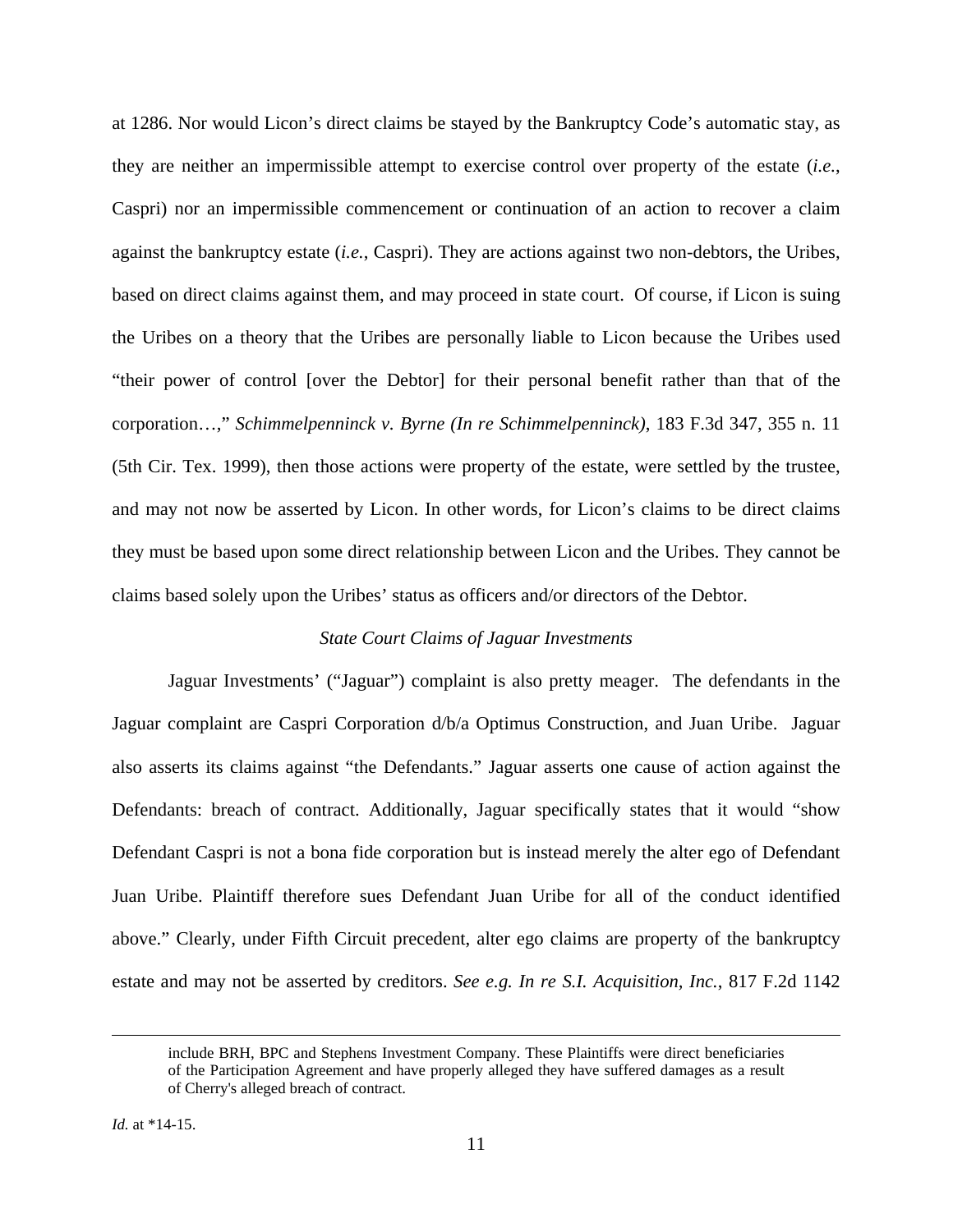at 1286. Nor would Licon's direct claims be stayed by the Bankruptcy Code's automatic stay, as they are neither an impermissible attempt to exercise control over property of the estate (*i.e.*, Caspri) nor an impermissible commencement or continuation of an action to recover a claim against the bankruptcy estate (*i.e.*, Caspri). They are actions against two non-debtors, the Uribes, based on direct claims against them, and may proceed in state court. Of course, if Licon is suing the Uribes on a theory that the Uribes are personally liable to Licon because the Uribes used "their power of control [over the Debtor] for their personal benefit rather than that of the corporation…," *Schimmelpenninck v. Byrne (In re Schimmelpenninck)*, 183 F.3d 347, 355 n. 11 (5th Cir. Tex. 1999), then those actions were property of the estate, were settled by the trustee, and may not now be asserted by Licon. In other words, for Licon's claims to be direct claims they must be based upon some direct relationship between Licon and the Uribes. They cannot be claims based solely upon the Uribes' status as officers and/or directors of the Debtor.

*State Court Claims of Jaguar Investments*

Jaguar Investments' ("Jaguar") complaint is also pretty meager. The defendants in the Jaguar complaint are Caspri Corporation d/b/a Optimus Construction, and Juan Uribe. Jaguar also asserts its claims against "the Defendants." Jaguar asserts one cause of action against the Defendants: breach of contract. Additionally, Jaguar specifically states that it would "show Defendant Caspri is not a bona fide corporation but is instead merely the alter ego of Defendant Juan Uribe. Plaintiff therefore sues Defendant Juan Uribe for all of the conduct identified above." Clearly, under Fifth Circuit precedent, alter ego claims are property of the bankruptcy estate and may not be asserted by creditors. *See e.g. In re S.I. Acquisition, Inc.*, 817 F.2d 1142

---

> include BRH, BPC and Stephens Investment Company. These Plaintiffs were direct beneficiaries of the Participation Agreement and have properly alleged they have suffered damages as a result of Cherry's alleged breach of contract.

*Id.* at *14-15.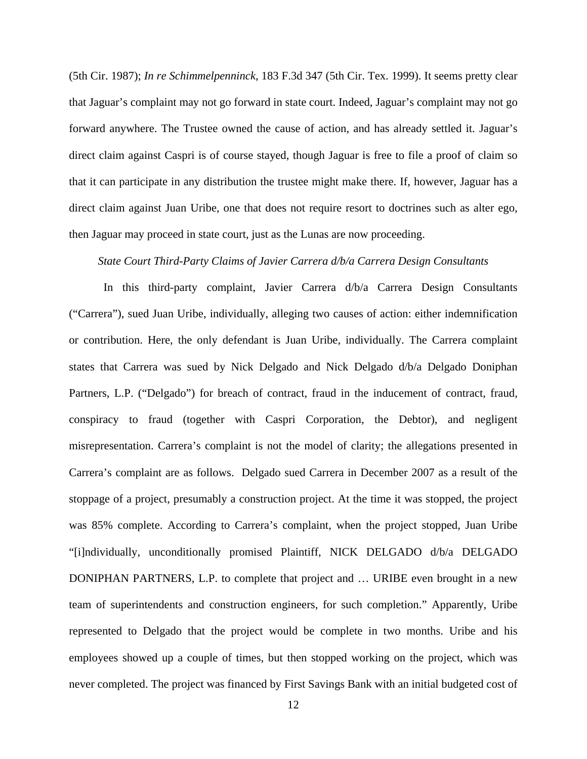(5th Cir. 1987); *In re Schimmelpenninck*, 183 F.3d 347 (5th Cir. Tex. 1999). It seems pretty clear that Jaguar's complaint may not go forward in state court. Indeed, Jaguar's complaint may not go forward anywhere. The Trustee owned the cause of action, and has already settled it. Jaguar's direct claim against Caspri is of course stayed, though Jaguar is free to file a proof of claim so that it can participate in any distribution the trustee might make there. If, however, Jaguar has a direct claim against Juan Uribe, one that does not require resort to doctrines such as alter ego, then Jaguar may proceed in state court, just as the Lunas are now proceeding.

*State Court Third-Party Claims of Javier Carrera d/b/a Carrera Design Consultants*

In this third-party complaint, Javier Carrera d/b/a Carrera Design Consultants ("Carrera"), sued Juan Uribe, individually, alleging two causes of action: either indemnification or contribution. Here, the only defendant is Juan Uribe, individually. The Carrera complaint states that Carrera was sued by Nick Delgado and Nick Delgado d/b/a Delgado Doniphan Partners, L.P. ("Delgado") for breach of contract, fraud in the inducement of contract, fraud, conspiracy to fraud (together with Caspri Corporation, the Debtor), and negligent misrepresentation. Carrera's complaint is not the model of clarity; the allegations presented in Carrera's complaint are as follows. Delgado sued Carrera in December 2007 as a result of the stoppage of a project, presumably a construction project. At the time it was stopped, the project was 85% complete. According to Carrera's complaint, when the project stopped, Juan Uribe "[i]ndividually, unconditionally promised Plaintiff, NICK DELGADO d/b/a DELGADO DONIPHAN PARTNERS, L.P. to complete that project and … URIBE even brought in a new team of superintendents and construction engineers, for such completion." Apparently, Uribe represented to Delgado that the project would be complete in two months. Uribe and his employees showed up a couple of times, but then stopped working on the project, which was never completed. The project was financed by First Savings Bank with an initial budgeted cost of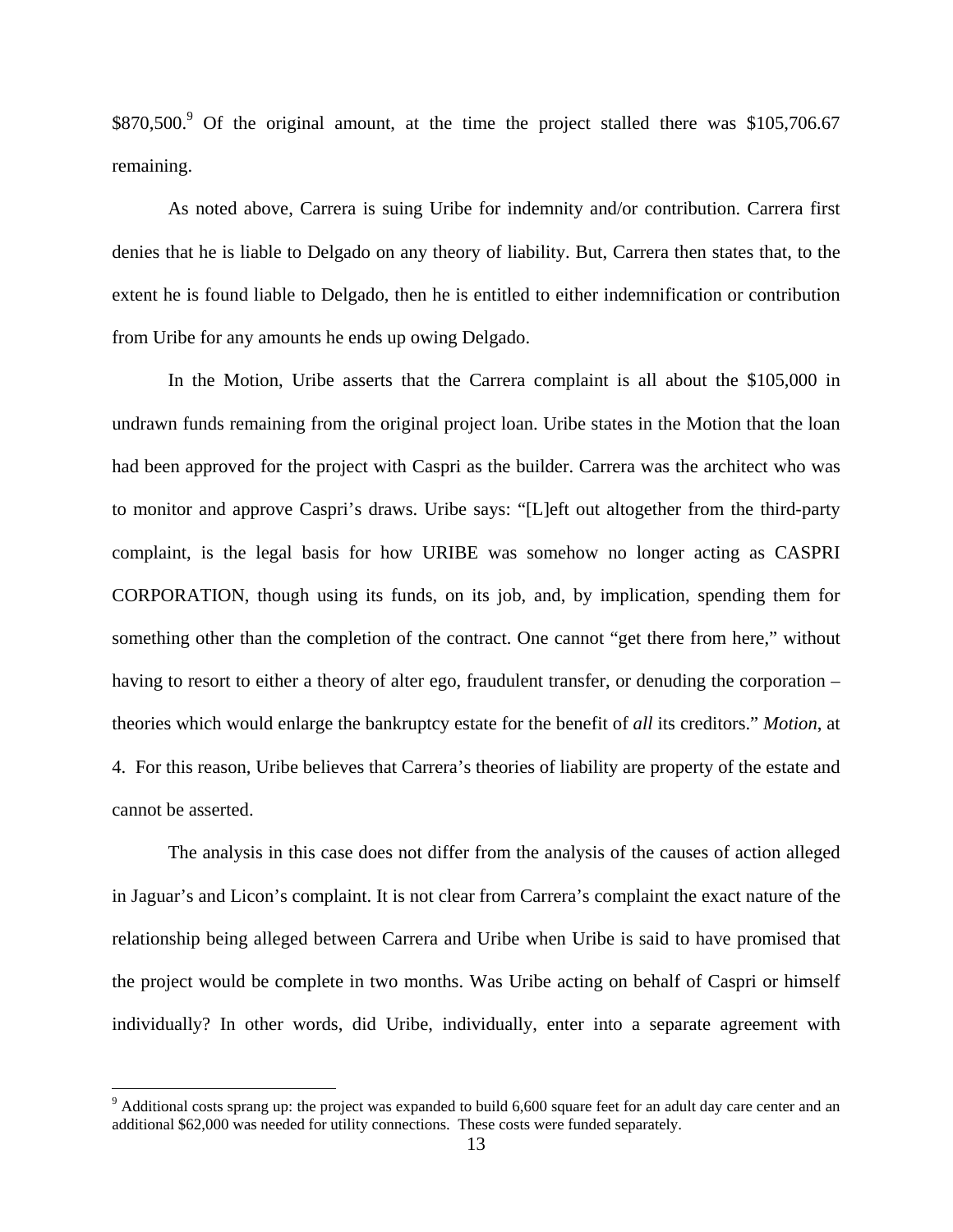$870,500.[9] Of the original amount, at the time the project stalled there was $105,706.67 remaining.

As noted above, Carrera is suing Uribe for indemnity and/or contribution. Carrera first denies that he is liable to Delgado on any theory of liability. But, Carrera then states that, to the extent he is found liable to Delgado, then he is entitled to either indemnification or contribution from Uribe for any amounts he ends up owing Delgado.

In the Motion, Uribe asserts that the Carrera complaint is all about the $105,000 in undrawn funds remaining from the original project loan. Uribe states in the Motion that the loan had been approved for the project with Caspri as the builder. Carrera was the architect who was to monitor and approve Caspri's draws. Uribe says: "[L]eft out altogether from the third-party complaint, is the legal basis for how URIBE was somehow no longer acting as CASPRI CORPORATION, though using its funds, on its job, and, by implication, spending them for something other than the completion of the contract. One cannot "get there from here," without having to resort to either a theory of alter ego, fraudulent transfer, or denuding the corporation – theories which would enlarge the bankruptcy estate for the benefit of *all* its creditors." *Motion*, at 4. For this reason, Uribe believes that Carrera's theories of liability are property of the estate and cannot be asserted.

The analysis in this case does not differ from the analysis of the causes of action alleged in Jaguar's and Licon's complaint. It is not clear from Carrera's complaint the exact nature of the relationship being alleged between Carrera and Uribe when Uribe is said to have promised that the project would be complete in two months. Was Uribe acting on behalf of Caspri or himself individually? In other words, did Uribe, individually, enter into a separate agreement with

---

[9] Additional costs sprang up: the project was expanded to build 6,600 square feet for an adult day care center and an additional $62,000 was needed for utility connections. These costs were funded separately.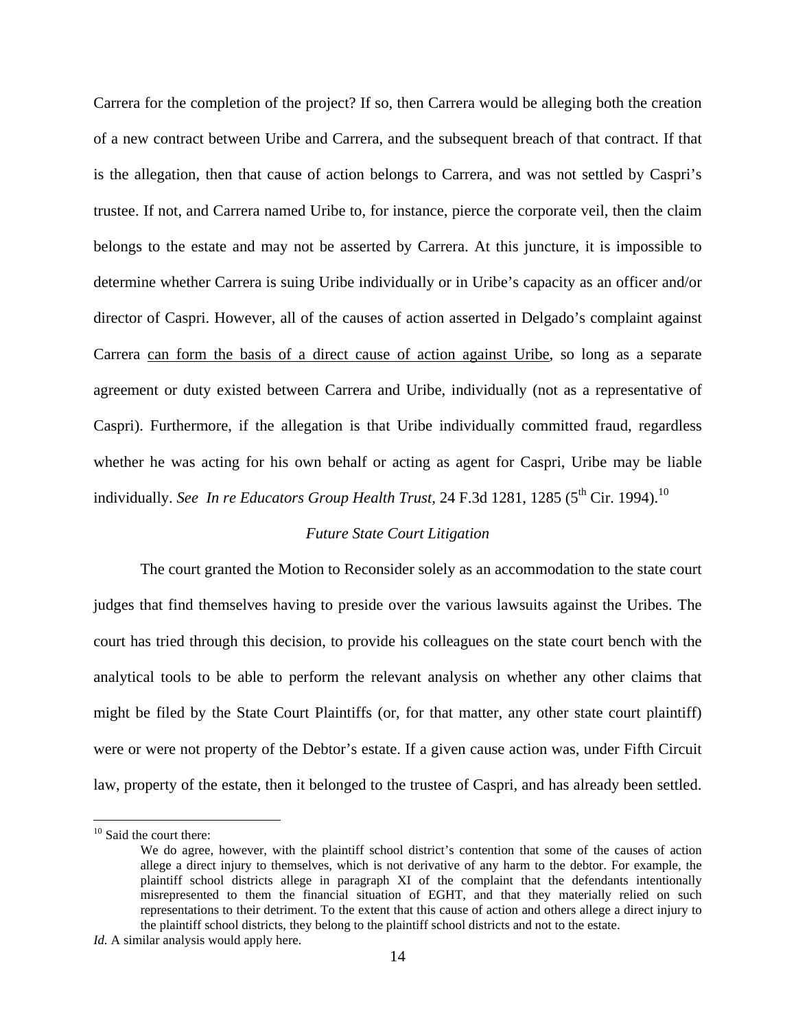Carrera for the completion of the project? If so, then Carrera would be alleging both the creation of a new contract between Uribe and Carrera, and the subsequent breach of that contract. If that is the allegation, then that cause of action belongs to Carrera, and was not settled by Caspri's trustee. If not, and Carrera named Uribe to, for instance, pierce the corporate veil, then the claim belongs to the estate and may not be asserted by Carrera. At this juncture, it is impossible to determine whether Carrera is suing Uribe individually or in Uribe's capacity as an officer and/or director of Caspri. However, all of the causes of action asserted in Delgado's complaint against Carrera <u>can form the basis of a direct cause of action against Uribe</u>, so long as a separate agreement or duty existed between Carrera and Uribe, individually (not as a representative of Caspri). Furthermore, if the allegation is that Uribe individually committed fraud, regardless whether he was acting for his own behalf or acting as agent for Caspri, Uribe may be liable individually. *See In re Educators Group Health Trust*, 24 F.3d 1281, 1285 (5th Cir. 1994).[10]

*Future State Court Litigation*

The court granted the Motion to Reconsider solely as an accommodation to the state court judges that find themselves having to preside over the various lawsuits against the Uribes. The court has tried through this decision, to provide his colleagues on the state court bench with the analytical tools to be able to perform the relevant analysis on whether any other claims that might be filed by the State Court Plaintiffs (or, for that matter, any other state court plaintiff) were or were not property of the Debtor's estate. If a given cause action was, under Fifth Circuit law, property of the estate, then it belonged to the trustee of Caspri, and has already been settled.

---

[10] Said the court there:

> We do agree, however, with the plaintiff school district's contention that some of the causes of action allege a direct injury to themselves, which is not derivative of any harm to the debtor. For example, the plaintiff school districts allege in paragraph XI of the complaint that the defendants intentionally misrepresented to them the financial situation of EGHT, and that they materially relied on such representations to their detriment. To the extent that this cause of action and others allege a direct injury to the plaintiff school districts, they belong to the plaintiff school districts and not to the estate.

*Id.* A similar analysis would apply here.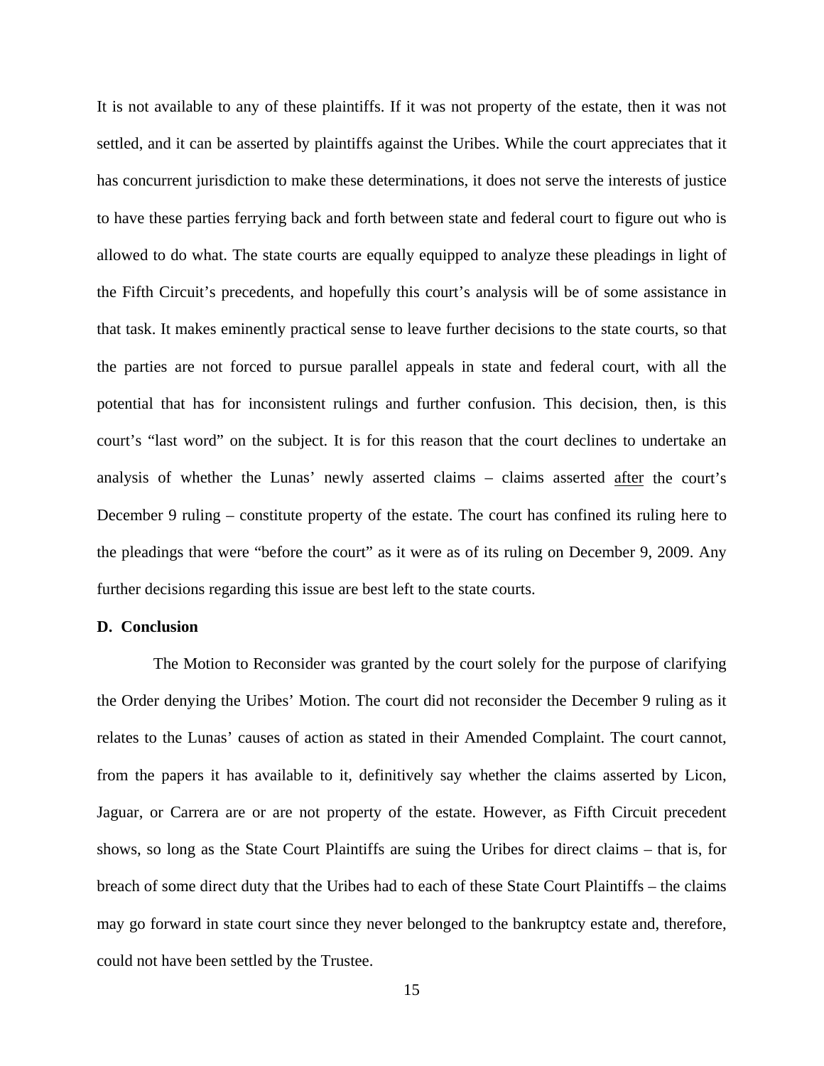It is not available to any of these plaintiffs. If it was not property of the estate, then it was not settled, and it can be asserted by plaintiffs against the Uribes. While the court appreciates that it has concurrent jurisdiction to make these determinations, it does not serve the interests of justice to have these parties ferrying back and forth between state and federal court to figure out who is allowed to do what. The state courts are equally equipped to analyze these pleadings in light of the Fifth Circuit's precedents, and hopefully this court's analysis will be of some assistance in that task. It makes eminently practical sense to leave further decisions to the state courts, so that the parties are not forced to pursue parallel appeals in state and federal court, with all the potential that has for inconsistent rulings and further confusion. This decision, then, is this court's "last word" on the subject. It is for this reason that the court declines to undertake an analysis of whether the Lunas' newly asserted claims – claims asserted <u>after</u> the court's December 9 ruling – constitute property of the estate. The court has confined its ruling here to the pleadings that were "before the court" as it were as of its ruling on December 9, 2009. Any further decisions regarding this issue are best left to the state courts.

**D. Conclusion**

The Motion to Reconsider was granted by the court solely for the purpose of clarifying the Order denying the Uribes' Motion. The court did not reconsider the December 9 ruling as it relates to the Lunas' causes of action as stated in their Amended Complaint. The court cannot, from the papers it has available to it, definitively say whether the claims asserted by Licon, Jaguar, or Carrera are or are not property of the estate. However, as Fifth Circuit precedent shows, so long as the State Court Plaintiffs are suing the Uribes for direct claims – that is, for breach of some direct duty that the Uribes had to each of these State Court Plaintiffs – the claims may go forward in state court since they never belonged to the bankruptcy estate and, therefore, could not have been settled by the Trustee.